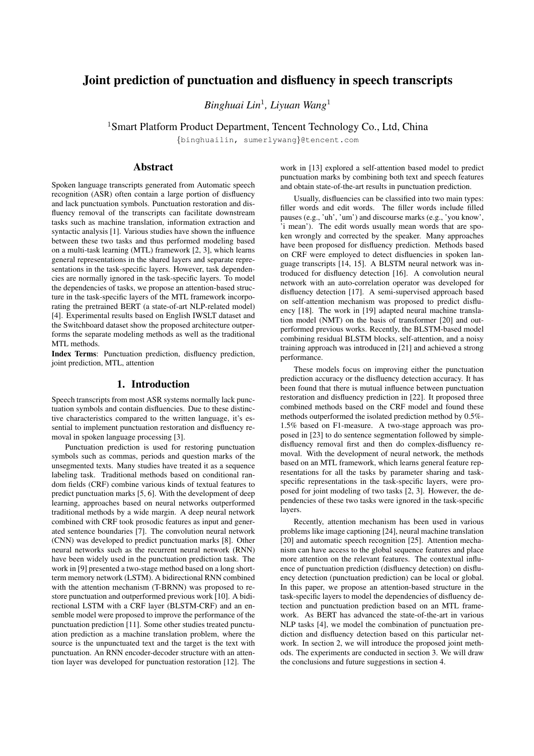# Joint prediction of punctuation and disfluency in speech transcripts

*Binghuai Lin*[1], *Liyuan Wang*[1]

[1]Smart Platform Product Department, Tencent Technology Co., Ltd, China

{binghuailin, sumerlywang}@tencent.com

## Abstract

Spoken language transcripts generated from Automatic speech recognition (ASR) often contain a large portion of disfluency and lack punctuation symbols. Punctuation restoration and disfluency removal of the transcripts can facilitate downstream tasks such as machine translation, information extraction and syntactic analysis [1]. Various studies have shown the influence between these two tasks and thus performed modeling based on a multi-task learning (MTL) framework [2, 3], which learns general representations in the shared layers and separate representations in the task-specific layers. However, task dependencies are normally ignored in the task-specific layers. To model the dependencies of tasks, we propose an attention-based structure in the task-specific layers of the MTL framework incorporating the pretrained BERT (a state-of-art NLP-related model) [4]. Experimental results based on English IWSLT dataset and the Switchboard dataset show the proposed architecture outperforms the separate modeling methods as well as the traditional MTL methods.

**Index Terms**: Punctuation prediction, disfluency prediction, joint prediction, MTL, attention

## 1. Introduction

Speech transcripts from most ASR systems normally lack punctuation symbols and contain disfluencies. Due to these distinctive characteristics compared to the written language, it's essential to implement punctuation restoration and disfluency removal in spoken language processing [3].

Punctuation prediction is used for restoring punctuation symbols such as commas, periods and question marks of the unsegmented texts. Many studies have treated it as a sequence labeling task. Traditional methods based on conditional random fields (CRF) combine various kinds of textual features to predict punctuation marks [5, 6]. With the development of deep learning, approaches based on neural networks outperformed traditional methods by a wide margin. A deep neural network combined with CRF took prosodic features as input and generated sentence boundaries [7]. The convolution neural network (CNN) was developed to predict punctuation marks [8]. Other neural networks such as the recurrent neural network (RNN) have been widely used in the punctuation prediction task. The work in [9] presented a two-stage method based on a long short-term memory network (LSTM). A bidirectional RNN combined with the attention mechanism (T-BRNN) was proposed to restore punctuation and outperformed previous work [10]. A bidirectional LSTM with a CRF layer (BLSTM-CRF) and an ensemble model were proposed to improve the performance of the punctuation prediction [11]. Some other studies treated punctuation prediction as a machine translation problem, where the source is the unpunctuated text and the target is the text with punctuation. An RNN encoder-decoder structure with an attention layer was developed for punctuation restoration [12]. The work in [13] explored a self-attention based model to predict punctuation marks by combining both text and speech features and obtain state-of-the-art results in punctuation prediction.

Usually, disfluencies can be classified into two main types: filler words and edit words. The filler words include filled pauses (e.g., 'uh', 'um') and discourse marks (e.g., 'you know', 'i mean'). The edit words usually mean words that are spoken wrongly and corrected by the speaker. Many approaches have been proposed for disfluency prediction. Methods based on CRF were employed to detect disfluencies in spoken language transcripts [14, 15]. A BLSTM neural network was introduced for disfluency detection [16]. A convolution neural network with an auto-correlation operator was developed for disfluency detection [17]. A semi-supervised approach based on self-attention mechanism was proposed to predict disfluency [18]. The work in [19] adapted neural machine translation model (NMT) on the basis of transformer [20] and outperformed previous works. Recently, the BLSTM-based model combining residual BLSTM blocks, self-attention, and a noisy training approach was introduced in [21] and achieved a strong performance.

These models focus on improving either the punctuation prediction accuracy or the disfluency detection accuracy. It has been found that there is mutual influence between punctuation restoration and disfluency prediction in [22]. It proposed three combined methods based on the CRF model and found these methods outperformed the isolated prediction method by 0.5%-1.5% based on F1-measure. A two-stage approach was proposed in [23] to do sentence segmentation followed by simple-disfluency removal first and then do complex-disfluency removal. With the development of neural network, the methods based on an MTL framework, which learns general feature representations for all the tasks by parameter sharing and task-specific representations in the task-specific layers, were proposed for joint modeling of two tasks [2, 3]. However, the dependencies of these two tasks were ignored in the task-specific layers.

Recently, attention mechanism has been used in various problems like image captioning [24], neural machine translation [20] and automatic speech recognition [25]. Attention mechanism can have access to the global sequence features and place more attention on the relevant features. The contextual influence of punctuation prediction (disfluency detection) on disfluency detection (punctuation prediction) can be local or global. In this paper, we propose an attention-based structure in the task-specific layers to model the dependencies of disfluency detection and punctuation prediction based on an MTL framework. As BERT has advanced the state-of-the-art in various NLP tasks [4], we model the combination of punctuation prediction and disfluency detection based on this particular network. In section 2, we will introduce the proposed joint methods. The experiments are conducted in section 3. We will draw the conclusions and future suggestions in section 4.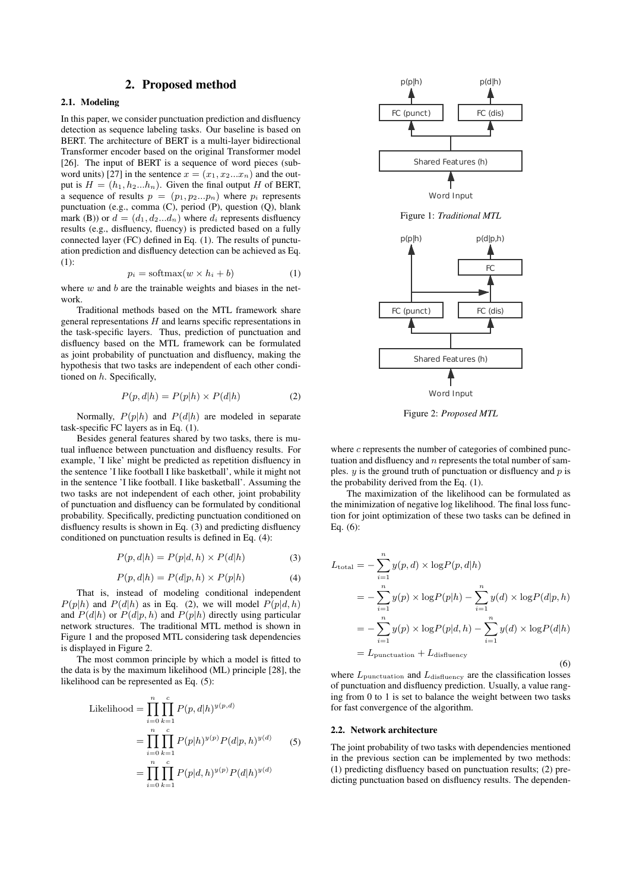## 2. Proposed method

### 2.1. Modeling

In this paper, we consider punctuation prediction and disfluency detection as sequence labeling tasks. Our baseline is based on BERT. The architecture of BERT is a multi-layer bidirectional Transformer encoder based on the original Transformer model [26]. The input of BERT is a sequence of word pieces (subword units) [27] in the sentence $x = (x_1, x_2...x_n)$ and the output is $H = (h_1, h_2...h_n)$. Given the final output $H$ of BERT, a sequence of results $p = (p_1, p_2...p_n)$ where $p_i$ represents punctuation (e.g., comma (C), period (P), question (Q), blank mark (B)) or $d = (d_1, d_2...d_n)$ where $d_i$ represents disfluency results (e.g., disfluency, fluency) is predicted based on a fully connected layer (FC) defined in Eq. (1). The results of punctuation prediction and disfluency detection can be achieved as Eq. (1):

$$p_i = \text{softmax}(w \times h_i + b) \tag{1}$$

where $w$ and $b$ are the trainable weights and biases in the network.

Traditional methods based on the MTL framework share general representations $H$ and learns specific representations in the task-specific layers. Thus, prediction of punctuation and disfluency based on the MTL framework can be formulated as joint probability of punctuation and disfluency, making the hypothesis that two tasks are independent of each other conditioned on $h$. Specifically,

$$P(p, d|h) = P(p|h) \times P(d|h) \tag{2}$$

Normally, $P(p|h)$ and $P(d|h)$ are modeled in separate task-specific FC layers as in Eq. (1).

Besides general features shared by two tasks, there is mutual influence between punctuation and disfluency results. For example, 'I like' might be predicted as repetition disfluency in the sentence 'I like football I like basketball', while it might not in the sentence 'I like football. I like basketball'. Assuming the two tasks are not independent of each other, joint probability of punctuation and disfluency can be formulated by conditional probability. Specifically, predicting punctuation conditioned on disfluency results is shown in Eq. (3) and predicting disfluency conditioned on punctuation results is defined in Eq. (4):

$$P(p, d|h) = P(p|d, h) \times P(d|h) \tag{3}$$

$$P(p, d|h) = P(d|p, h) \times P(p|h) \tag{4}$$

That is, instead of modeling conditional independent $P(p|h)$ and $P(d|h)$ as in Eq. (2), we will model $P(p|d, h)$ and $P(d|h)$ or $P(d|p, h)$ and $P(p|h)$ directly using particular network structures. The traditional MTL method is shown in Figure 1 and the proposed MTL considering task dependencies is displayed in Figure 2.

The most common principle by which a model is fitted to the data is by the maximum likelihood (ML) principle [28], the likelihood can be represented as Eq. (5):

$$\begin{aligned}
\text{Likelihood} &= \prod_{i=0}^{n} \prod_{k=1}^{c} P(p, d|h)^{y(p,d)} \\
&= \prod_{i=0}^{n} \prod_{k=1}^{c} P(p|h)^{y(p)} P(d|p, h)^{y(d)} \\
&= \prod_{i=0}^{n} \prod_{k=1}^{c} P(p|d, h)^{y(p)} P(d|h)^{y(d)}
\end{aligned} \tag{5}$$

Figure 1: *Traditional MTL*

Figure 2: *Proposed MTL*

where $c$ represents the number of categories of combined punctuation and disfluency and $n$ represents the total number of samples. $y$ is the ground truth of punctuation or disfluency and $p$ is the probability derived from the Eq. (1).

The maximization of the likelihood can be formulated as the minimization of negative log likelihood. The final loss function for joint optimization of these two tasks can be defined in Eq. (6):

$$\begin{aligned}
L_{\text{total}} &= -\sum_{i=1}^{n} y(p, d) \times \log P(p, d|h) \\
&= -\sum_{i=1}^{n} y(p) \times \log P(p|h) - \sum_{i=1}^{n} y(d) \times \log P(d|p, h) \\
&= -\sum_{i=1}^{n} y(p) \times \log P(p|d, h) - \sum_{i=1}^{n} y(d) \times \log P(d|h) \\
&= L_{\text{punctuation}} + L_{\text{disfluency}}
\end{aligned} \tag{6}$$

where $L_{\text{punctuation}}$ and $L_{\text{disfluency}}$ are the classification losses of punctuation and disfluency prediction. Usually, a value ranging from 0 to 1 is set to balance the weight between two tasks for fast convergence of the algorithm.

### 2.2. Network architecture

The joint probability of two tasks with dependencies mentioned in the previous section can be implemented by two methods: (1) predicting disfluency based on punctuation results; (2) predicting punctuation based on disfluency results. The dependen-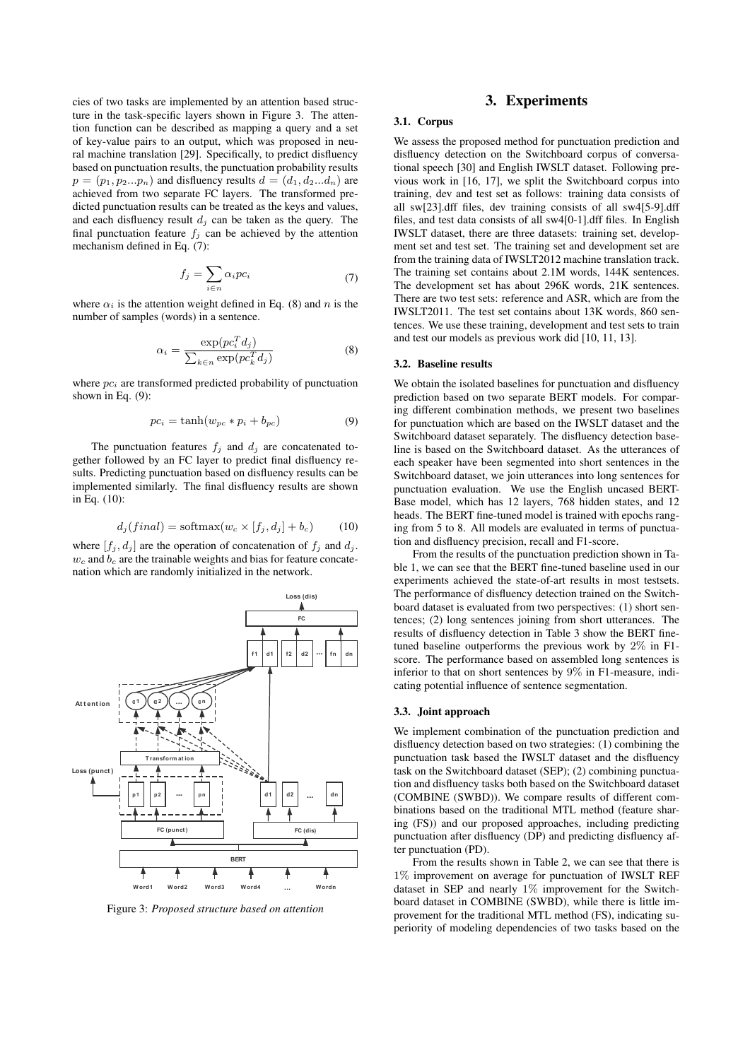cies of two tasks are implemented by an attention based structure in the task-specific layers shown in Figure 3. The attention function can be described as mapping a query and a set of key-value pairs to an output, which was proposed in neural machine translation [29]. Specifically, to predict disfluency based on punctuation results, the punctuation probability results $p = (p_1, p_2 ... p_n)$ and disfluency results $d = (d_1, d_2 ... d_n)$ are achieved from two separate FC layers. The transformed predicted punctuation results can be treated as the keys and values, and each disfluency result $d_j$ can be taken as the query. The final punctuation feature $f_j$ can be achieved by the attention mechanism defined in Eq. (7):

$$f_j = \sum_{i \in n} \alpha_i pc_i \tag{7}$$

where $\alpha_i$ is the attention weight defined in Eq. (8) and $n$ is the number of samples (words) in a sentence.

$$\alpha_i = \frac{\exp(pc_i^T d_j)}{\sum_{k \in n} \exp(pc_k^T d_j)} \tag{8}$$

where $pc_i$ are transformed predicted probability of punctuation shown in Eq. (9):

$$pc_i = \tanh(w_{pc} * p_i + b_{pc}) \tag{9}$$

The punctuation features $f_j$ and $d_j$ are concatenated together followed by an FC layer to predict final disfluency results. Predicting punctuation based on disfluency results can be implemented similarly. The final disfluency results are shown in Eq. (10):

$$d_j(final) = \mathrm{softmax}(w_c \times [f_j, d_j] + b_c) \tag{10}$$

where $[f_j, d_j]$ are the operation of concatenation of $f_j$ and $d_j$. $w_c$ and $b_c$ are the trainable weights and bias for feature concatenation which are randomly initialized in the network.

Figure 3: *Proposed structure based on attention*

# 3. Experiments

## 3.1. Corpus

We assess the proposed method for punctuation prediction and disfluency detection on the Switchboard corpus of conversational speech [30] and English IWSLT dataset. Following previous work in [16, 17], we split the Switchboard corpus into training, dev and test set as follows: training data consists of all sw[23].dff files, dev training consists of all sw4[5-9].dff files, and test data consists of all sw4[0-1].dff files. In English IWSLT dataset, there are three datasets: training set, development set and test set. The training set and development set are from the training data of IWSLT2012 machine translation track. The training set contains about 2.1M words, 144K sentences. The development set has about 296K words, 21K sentences. There are two test sets: reference and ASR, which are from the IWSLT2011. The test set contains about 13K words, 860 sentences. We use these training, development and test sets to train and test our models as previous work did [10, 11, 13].

## 3.2. Baseline results

We obtain the isolated baselines for punctuation and disfluency prediction based on two separate BERT models. For comparing different combination methods, we present two baselines for punctuation which are based on the IWSLT dataset and the Switchboard dataset separately. The disfluency detection baseline is based on the Switchboard dataset. As the utterances of each speaker have been segmented into short sentences in the Switchboard dataset, we join utterances into long sentences for punctuation evaluation. We use the English uncased BERT-Base model, which has 12 layers, 768 hidden states, and 12 heads. The BERT fine-tuned model is trained with epochs ranging from 5 to 8. All models are evaluated in terms of punctuation and disfluency precision, recall and F1-score.

From the results of the punctuation prediction shown in Table 1, we can see that the BERT fine-tuned baseline used in our experiments achieved the state-of-art results in most testsets. The performance of disfluency detection trained on the Switchboard dataset is evaluated from two perspectives: (1) short sentences; (2) long sentences joining from short utterances. The results of disfluency detection in Table 3 show the BERT fine-tuned baseline outperforms the previous work by 2% in F1-score. The performance based on assembled long sentences is inferior to that on short sentences by 9% in F1-measure, indicating potential influence of sentence segmentation.

## 3.3. Joint approach

We implement combination of the punctuation prediction and disfluency detection based on two strategies: (1) combining the punctuation task based the IWSLT dataset and the disfluency task on the Switchboard dataset (SEP); (2) combining punctuation and disfluency tasks both based on the Switchboard dataset (COMBINE (SWBD)). We compare results of different combinations based on the traditional MTL method (feature sharing (FS)) and our proposed approaches, including predicting punctuation after disfluency (DP) and predicting disfluency after punctuation (PD).

From the results shown in Table 2, we can see that there is 1% improvement on average for punctuation of IWSLT REF dataset in SEP and nearly 1% improvement for the Switchboard dataset in COMBINE (SWBD), while there is little improvement for the traditional MTL method (FS), indicating superiority of modeling dependencies of two tasks based on the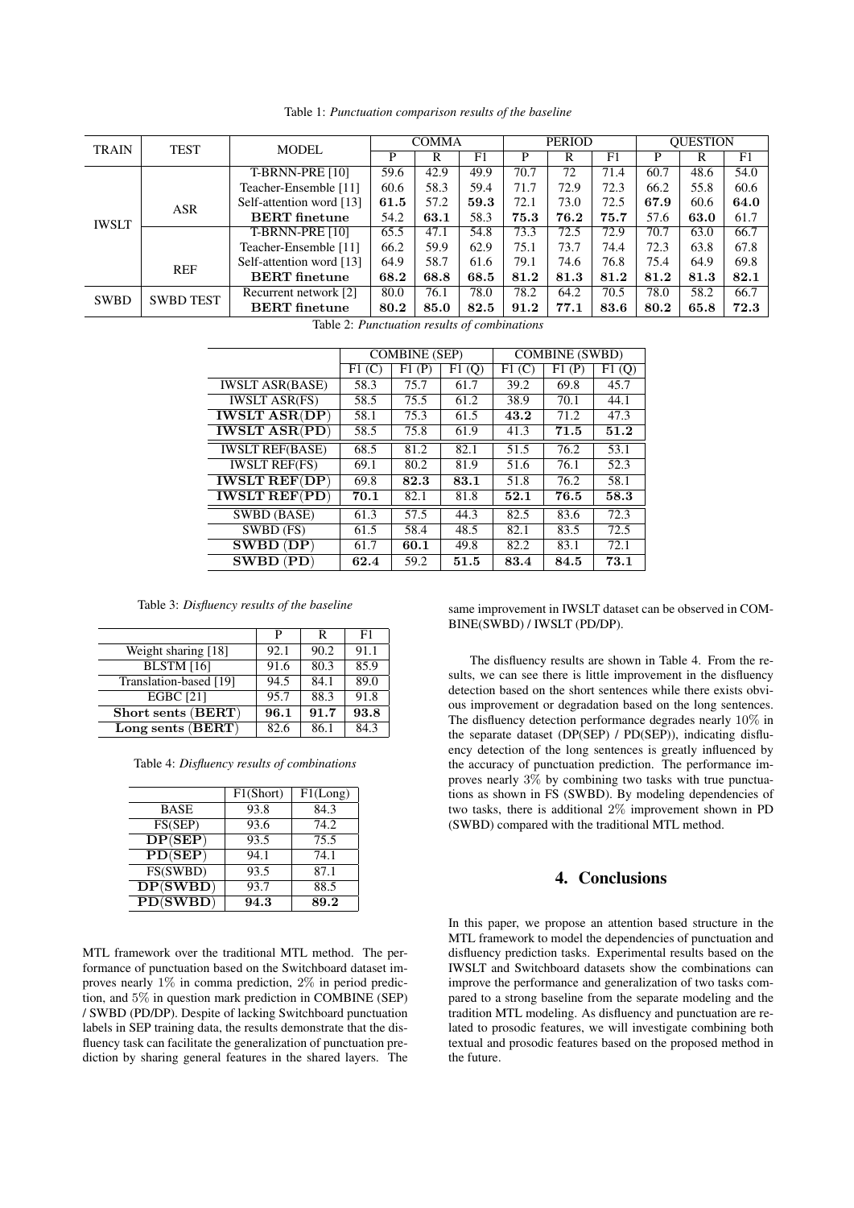Table 1: *Punctuation comparison results of the baseline*

| TRAIN | TEST | MODEL | COMMA | | | PERIOD | | | QUESTION | | |
|---|---|---|---|---|---|---|---|---|---|---|---|
| | | | P | R | F1 | P | R | F1 | P | R | F1 |
| IWSLT | ASR | T-BRNN-PRE [10] | 59.6 | 42.9 | 49.9 | 70.7 | 72 | 71.4 | 60.7 | 48.6 | 54.0 |
| | | Teacher-Ensemble [11] | 60.6 | 58.3 | 59.4 | 71.7 | 72.9 | 72.3 | 66.2 | 55.8 | 60.6 |
| | | Self-attention word [13] | **61.5** | 57.2 | **59.3** | 72.1 | 73.0 | 72.5 | **67.9** | 60.6 | **64.0** |
| | | **BERT finetune** | 54.2 | **63.1** | 58.3 | **75.3** | **76.2** | **75.7** | 57.6 | **63.0** | 61.7 |
| | REF | T-BRNN-PRE [10] | 65.5 | 47.1 | 54.8 | 73.3 | 72.5 | 72.9 | 70.7 | 63.0 | 66.7 |
| | | Teacher-Ensemble [11] | 66.2 | 59.9 | 62.9 | 75.1 | 73.7 | 74.4 | 72.3 | 63.8 | 67.8 |
| | | Self-attention word [13] | 64.9 | 58.7 | 61.6 | 79.1 | 74.6 | 76.8 | 75.4 | 64.9 | 69.8 |
| | | **BERT finetune** | **68.2** | **68.8** | **68.5** | **81.2** | **81.3** | **81.2** | **81.2** | **81.3** | **82.1** |
| SWBD | SWBD TEST | Recurrent network [2] | 80.0 | 76.1 | 78.0 | 78.2 | 64.2 | 70.5 | 78.0 | 58.2 | 66.7 |
| | | **BERT finetune** | **80.2** | **85.0** | **82.5** | **91.2** | **77.1** | **83.6** | **80.2** | **65.8** | **72.3** |

Table 2: *Punctuation results of combinations*

| | COMBINE (SEP) | | | COMBINE (SWBD) | | |
|---|---|---|---|---|---|---|
| | F1 (C) | F1 (P) | F1 (Q) | F1 (C) | F1 (P) | F1 (Q) |
| IWSLT ASR(BASE) | 58.3 | 75.7 | 61.7 | 39.2 | 69.8 | 45.7 |
| IWSLT ASR(FS) | 58.5 | 75.5 | 61.2 | 38.9 | 70.1 | 44.1 |
| **IWSLT ASR(DP)** | 58.1 | 75.3 | 61.5 | **43.2** | 71.2 | 47.3 |
| **IWSLT ASR(PD)** | 58.5 | 75.8 | 61.9 | 41.3 | **71.5** | **51.2** |
| IWSLT REF(BASE) | 68.5 | 81.2 | 82.1 | 51.5 | 76.2 | 53.1 |
| IWSLT REF(FS) | 69.1 | 80.2 | 81.9 | 51.6 | 76.1 | 52.3 |
| **IWSLT REF(DP)** | 69.8 | **82.3** | **83.1** | 51.8 | 76.2 | 58.1 |
| **IWSLT REF(PD)** | **70.1** | 82.1 | 81.8 | **52.1** | **76.5** | **58.3** |
| SWBD (BASE) | 61.3 | 57.5 | 44.3 | 82.5 | 83.6 | 72.3 |
| SWBD (FS) | 61.5 | 58.4 | 48.5 | 82.1 | 83.5 | 72.5 |
| **SWBD (DP)** | 61.7 | **60.1** | 49.8 | 82.2 | 83.1 | 72.1 |
| **SWBD (PD)** | **62.4** | 59.2 | **51.5** | **83.4** | **84.5** | **73.1** |

Table 3: *Disfluency results of the baseline*

| | P | R | F1 |
|---|---|---|---|
| Weight sharing [18] | 92.1 | 90.2 | 91.1 |
| BLSTM [16] | 91.6 | 80.3 | 85.9 |
| Translation-based [19] | 94.5 | 84.1 | 89.0 |
| EGBC [21] | 95.7 | 88.3 | 91.8 |
| **Short sents (BERT)** | **96.1** | **91.7** | **93.8** |
| **Long sents (BERT)** | 82.6 | 86.1 | 84.3 |

Table 4: *Disfluency results of combinations*

| | F1(Short) | F1(Long) |
|---|---|---|
| BASE | 93.8 | 84.3 |
| FS(SEP) | 93.6 | 74.2 |
| **DP(SEP)** | 93.5 | 75.5 |
| **PD(SEP)** | 94.1 | 74.1 |
| FS(SWBD) | 93.5 | 87.1 |
| **DP(SWBD)** | 93.7 | 88.5 |
| **PD(SWBD)** | **94.3** | **89.2** |

MTL framework over the traditional MTL method. The performance of punctuation based on the Switchboard dataset improves nearly 1% in comma prediction, 2% in period prediction, and 5% in question mark prediction in COMBINE (SEP) / SWBD (PD/DP). Despite of lacking Switchboard punctuation labels in SEP training data, the results demonstrate that the disfluency task can facilitate the generalization of punctuation prediction by sharing general features in the shared layers. The same improvement in IWSLT dataset can be observed in COMBINE(SWBD) / IWSLT (PD/DP).

The disfluency results are shown in Table 4. From the results, we can see there is little improvement in the disfluency detection based on the short sentences while there exists obvious improvement or degradation based on the long sentences. The disfluency detection performance degrades nearly 10% in the separate dataset (DP(SEP) / PD(SEP)), indicating disfluency detection of the long sentences is greatly influenced by the accuracy of punctuation prediction. The performance improves nearly 3% by combining two tasks with true punctuations as shown in FS (SWBD). By modeling dependencies of two tasks, there is additional 2% improvement shown in PD (SWBD) compared with the traditional MTL method.

## 4. Conclusions

In this paper, we propose an attention based structure in the MTL framework to model the dependencies of punctuation and disfluency prediction tasks. Experimental results based on the IWSLT and Switchboard datasets show the combinations can improve the performance and generalization of two tasks compared to a strong baseline from the separate modeling and the tradition MTL modeling. As disfluency and punctuation are related to prosodic features, we will investigate combining both textual and prosodic features based on the proposed method in the future.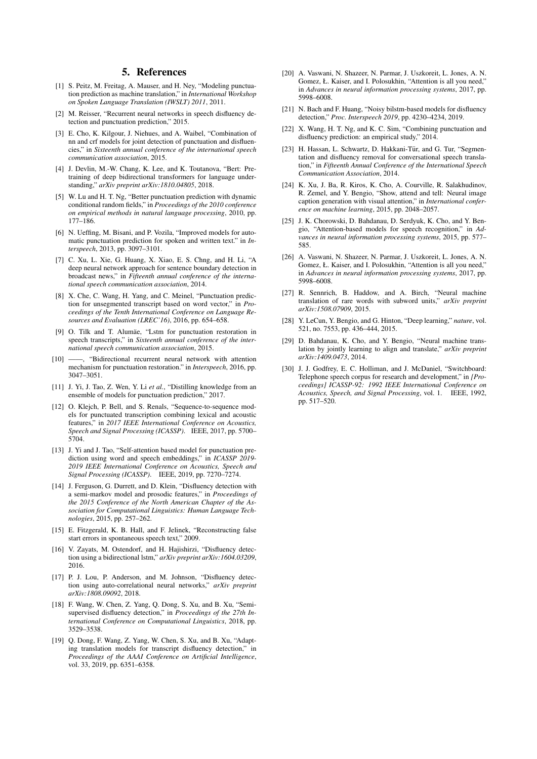## 5. References

[1] S. Peitz, M. Freitag, A. Mauser, and H. Ney, "Modeling punctuation prediction as machine translation," in *International Workshop on Spoken Language Translation (IWSLT) 2011*, 2011.

[2] M. Reisser, "Recurrent neural networks in speech disfluency detection and punctuation prediction," 2015.

[3] E. Cho, K. Kilgour, J. Niehues, and A. Waibel, "Combination of nn and crf models for joint detection of punctuation and disfluencies," in *Sixteenth annual conference of the international speech communication association*, 2015.

[4] J. Devlin, M.-W. Chang, K. Lee, and K. Toutanova, "Bert: Pre-training of deep bidirectional transformers for language understanding," *arXiv preprint arXiv:1810.04805*, 2018.

[5] W. Lu and H. T. Ng, "Better punctuation prediction with dynamic conditional random fields," in *Proceedings of the 2010 conference on empirical methods in natural language processing*, 2010, pp. 177–186.

[6] N. Ueffing, M. Bisani, and P. Vozila, "Improved models for automatic punctuation prediction for spoken and written text." in *Interspeech*, 2013, pp. 3097–3101.

[7] C. Xu, L. Xie, G. Huang, X. Xiao, E. S. Chng, and H. Li, "A deep neural network approach for sentence boundary detection in broadcast news," in *Fifteenth annual conference of the international speech communication association*, 2014.

[8] X. Che, C. Wang, H. Yang, and C. Meinel, "Punctuation prediction for unsegmented transcript based on word vector," in *Proceedings of the Tenth International Conference on Language Resources and Evaluation (LREC'16)*, 2016, pp. 654–658.

[9] O. Tilk and T. Alumäe, "Lstm for punctuation restoration in speech transcripts," in *Sixteenth annual conference of the international speech communication association*, 2015.

[10] ——, "Bidirectional recurrent neural network with attention mechanism for punctuation restoration." in *Interspeech*, 2016, pp. 3047–3051.

[11] J. Yi, J. Tao, Z. Wen, Y. Li *et al.*, "Distilling knowledge from an ensemble of models for punctuation prediction," 2017.

[12] O. Klejch, P. Bell, and S. Renals, "Sequence-to-sequence models for punctuated transcription combining lexical and acoustic features," in *2017 IEEE International Conference on Acoustics, Speech and Signal Processing (ICASSP)*. IEEE, 2017, pp. 5700–5704.

[13] J. Yi and J. Tao, "Self-attention based model for punctuation prediction using word and speech embeddings," in *ICASSP 2019-2019 IEEE International Conference on Acoustics, Speech and Signal Processing (ICASSP)*. IEEE, 2019, pp. 7270–7274.

[14] J. Ferguson, G. Durrett, and D. Klein, "Disfluency detection with a semi-markov model and prosodic features," in *Proceedings of the 2015 Conference of the North American Chapter of the Association for Computational Linguistics: Human Language Technologies*, 2015, pp. 257–262.

[15] E. Fitzgerald, K. B. Hall, and F. Jelinek, "Reconstructing false start errors in spontaneous speech text," 2009.

[16] V. Zayats, M. Ostendorf, and H. Hajishirzi, "Disfluency detection using a bidirectional lstm," *arXiv preprint arXiv:1604.03209*, 2016.

[17] P. J. Lou, P. Anderson, and M. Johnson, "Disfluency detection using auto-correlational neural networks," *arXiv preprint arXiv:1808.09092*, 2018.

[18] F. Wang, W. Chen, Z. Yang, Q. Dong, S. Xu, and B. Xu, "Semi-supervised disfluency detection," in *Proceedings of the 27th International Conference on Computational Linguistics*, 2018, pp. 3529–3538.

[19] Q. Dong, F. Wang, Z. Yang, W. Chen, S. Xu, and B. Xu, "Adapting translation models for transcript disfluency detection," in *Proceedings of the AAAI Conference on Artificial Intelligence*, vol. 33, 2019, pp. 6351–6358.

[20] A. Vaswani, N. Shazeer, N. Parmar, J. Uszkoreit, L. Jones, A. N. Gomez, Ł. Kaiser, and I. Polosukhin, "Attention is all you need," in *Advances in neural information processing systems*, 2017, pp. 5998–6008.

[21] N. Bach and F. Huang, "Noisy bilstm-based models for disfluency detection," *Proc. Interspeech 2019*, pp. 4230–4234, 2019.

[22] X. Wang, H. T. Ng, and K. C. Sim, "Combining punctuation and disfluency prediction: an empirical study," 2014.

[23] H. Hassan, L. Schwartz, D. Hakkani-Tür, and G. Tur, "Segmentation and disfluency removal for conversational speech translation," in *Fifteenth Annual Conference of the International Speech Communication Association*, 2014.

[24] K. Xu, J. Ba, R. Kiros, K. Cho, A. Courville, R. Salakhudinov, R. Zemel, and Y. Bengio, "Show, attend and tell: Neural image caption generation with visual attention," in *International conference on machine learning*, 2015, pp. 2048–2057.

[25] J. K. Chorowski, D. Bahdanau, D. Serdyuk, K. Cho, and Y. Bengio, "Attention-based models for speech recognition," in *Advances in neural information processing systems*, 2015, pp. 577–585.

[26] A. Vaswani, N. Shazeer, N. Parmar, J. Uszkoreit, L. Jones, A. N. Gomez, Ł. Kaiser, and I. Polosukhin, "Attention is all you need," in *Advances in neural information processing systems*, 2017, pp. 5998–6008.

[27] R. Sennrich, B. Haddow, and A. Birch, "Neural machine translation of rare words with subword units," *arXiv preprint arXiv:1508.07909*, 2015.

[28] Y. LeCun, Y. Bengio, and G. Hinton, "Deep learning," *nature*, vol. 521, no. 7553, pp. 436–444, 2015.

[29] D. Bahdanau, K. Cho, and Y. Bengio, "Neural machine translation by jointly learning to align and translate," *arXiv preprint arXiv:1409.0473*, 2014.

[30] J. J. Godfrey, E. C. Holliman, and J. McDaniel, "Switchboard: Telephone speech corpus for research and development," in *[Proceedings] ICASSP-92: 1992 IEEE International Conference on Acoustics, Speech, and Signal Processing*, vol. 1. IEEE, 1992, pp. 517–520.